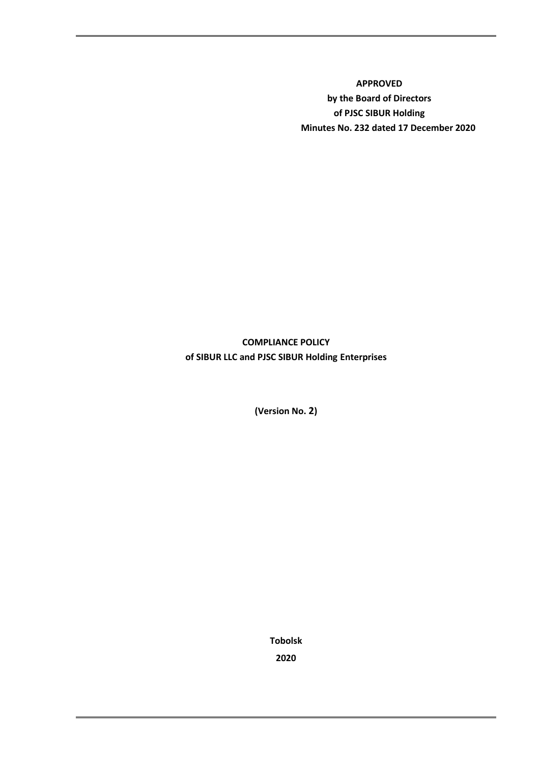**APPROVED**
**by the Board of Directors**
**of PJSC SIBUR Holding**
**Minutes No. 232 dated 17 December 2020**

# COMPLIANCE POLICY
## of SIBUR LLC and PJSC SIBUR Holding Enterprises

**(Version No. 2)**

**Tobolsk**

**2020**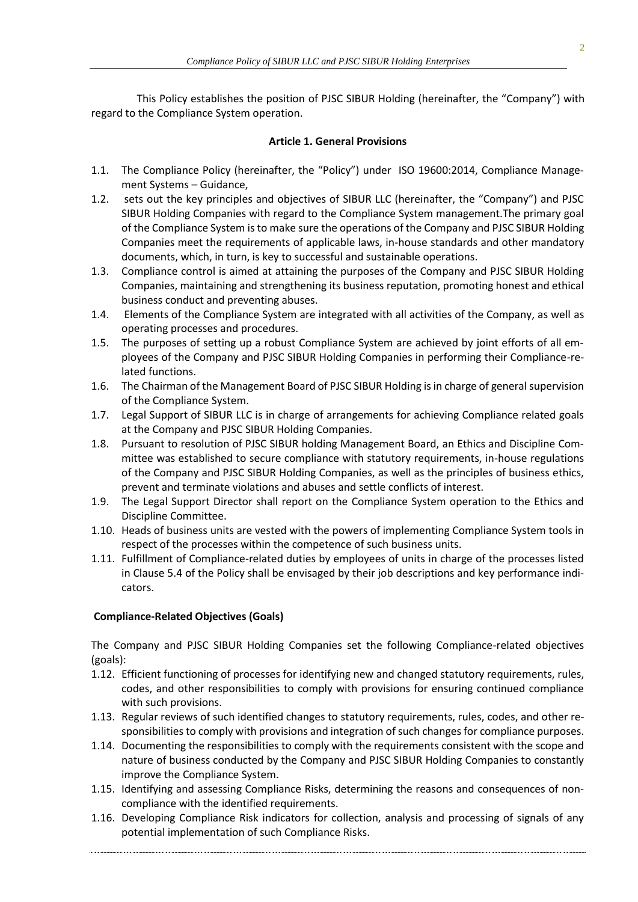This Policy establishes the position of PJSC SIBUR Holding (hereinafter, the "Company") with regard to the Compliance System operation.

**Article 1. General Provisions**

1.1. The Compliance Policy (hereinafter, the "Policy") under ISO 19600:2014, Compliance Management Systems – Guidance,

1.2. sets out the key principles and objectives of SIBUR LLC (hereinafter, the "Company") and PJSC SIBUR Holding Companies with regard to the Compliance System management.The primary goal of the Compliance System is to make sure the operations of the Company and PJSC SIBUR Holding Companies meet the requirements of applicable laws, in-house standards and other mandatory documents, which, in turn, is key to successful and sustainable operations.

1.3. Compliance control is aimed at attaining the purposes of the Company and PJSC SIBUR Holding Companies, maintaining and strengthening its business reputation, promoting honest and ethical business conduct and preventing abuses.

1.4. Elements of the Compliance System are integrated with all activities of the Company, as well as operating processes and procedures.

1.5. The purposes of setting up a robust Compliance System are achieved by joint efforts of all employees of the Company and PJSC SIBUR Holding Companies in performing their Compliance-related functions.

1.6. The Chairman of the Management Board of PJSC SIBUR Holding is in charge of general supervision of the Compliance System.

1.7. Legal Support of SIBUR LLC is in charge of arrangements for achieving Compliance related goals at the Company and PJSC SIBUR Holding Companies.

1.8. Pursuant to resolution of PJSC SIBUR holding Management Board, an Ethics and Discipline Committee was established to secure compliance with statutory requirements, in-house regulations of the Company and PJSC SIBUR Holding Companies, as well as the principles of business ethics, prevent and terminate violations and abuses and settle conflicts of interest.

1.9. The Legal Support Director shall report on the Compliance System operation to the Ethics and Discipline Committee.

1.10. Heads of business units are vested with the powers of implementing Compliance System tools in respect of the processes within the competence of such business units.

1.11. Fulfillment of Compliance-related duties by employees of units in charge of the processes listed in Clause 5.4 of the Policy shall be envisaged by their job descriptions and key performance indicators.

**Compliance-Related Objectives (Goals)**

The Company and PJSC SIBUR Holding Companies set the following Compliance-related objectives (goals):

1.12. Efficient functioning of processes for identifying new and changed statutory requirements, rules, codes, and other responsibilities to comply with provisions for ensuring continued compliance with such provisions.

1.13. Regular reviews of such identified changes to statutory requirements, rules, codes, and other responsibilities to comply with provisions and integration of such changes for compliance purposes.

1.14. Documenting the responsibilities to comply with the requirements consistent with the scope and nature of business conducted by the Company and PJSC SIBUR Holding Companies to constantly improve the Compliance System.

1.15. Identifying and assessing Compliance Risks, determining the reasons and consequences of non-compliance with the identified requirements.

1.16. Developing Compliance Risk indicators for collection, analysis and processing of signals of any potential implementation of such Compliance Risks.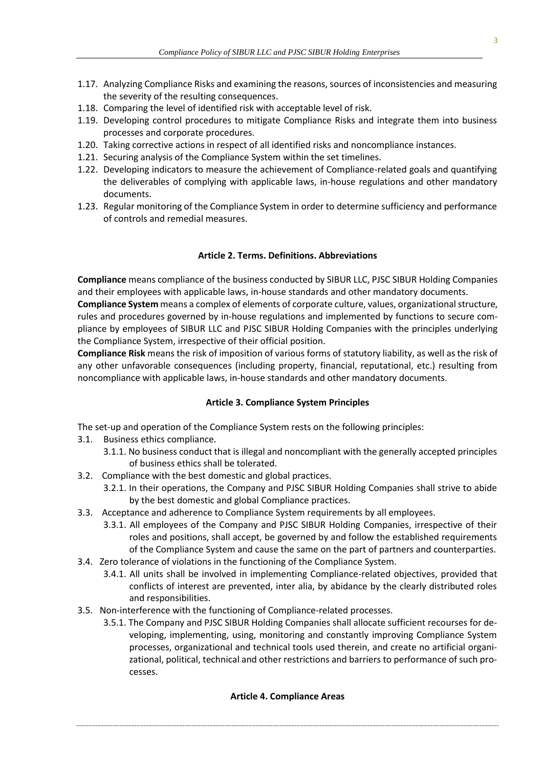1.17. Analyzing Compliance Risks and examining the reasons, sources of inconsistencies and measuring the severity of the resulting consequences.
1.18. Comparing the level of identified risk with acceptable level of risk.
1.19. Developing control procedures to mitigate Compliance Risks and integrate them into business processes and corporate procedures.
1.20. Taking corrective actions in respect of all identified risks and noncompliance instances.
1.21. Securing analysis of the Compliance System within the set timelines.
1.22. Developing indicators to measure the achievement of Compliance-related goals and quantifying the deliverables of complying with applicable laws, in-house regulations and other mandatory documents.
1.23. Regular monitoring of the Compliance System in order to determine sufficiency and performance of controls and remedial measures.

**Article 2. Terms. Definitions. Abbreviations**

**Compliance** means compliance of the business conducted by SIBUR LLC, PJSC SIBUR Holding Companies and their employees with applicable laws, in-house standards and other mandatory documents.

**Compliance System** means a complex of elements of corporate culture, values, organizational structure, rules and procedures governed by in-house regulations and implemented by functions to secure compliance by employees of SIBUR LLC and PJSC SIBUR Holding Companies with the principles underlying the Compliance System, irrespective of their official position.

**Compliance Risk** means the risk of imposition of various forms of statutory liability, as well as the risk of any other unfavorable consequences (including property, financial, reputational, etc.) resulting from noncompliance with applicable laws, in-house standards and other mandatory documents.

**Article 3. Compliance System Principles**

The set-up and operation of the Compliance System rests on the following principles:

3.1. Business ethics compliance.
   3.1.1. No business conduct that is illegal and noncompliant with the generally accepted principles of business ethics shall be tolerated.
3.2. Compliance with the best domestic and global practices.
   3.2.1. In their operations, the Company and PJSC SIBUR Holding Companies shall strive to abide by the best domestic and global Compliance practices.
3.3. Acceptance and adherence to Compliance System requirements by all employees.
   3.3.1. All employees of the Company and PJSC SIBUR Holding Companies, irrespective of their roles and positions, shall accept, be governed by and follow the established requirements of the Compliance System and cause the same on the part of partners and counterparties.
3.4. Zero tolerance of violations in the functioning of the Compliance System.
   3.4.1. All units shall be involved in implementing Compliance-related objectives, provided that conflicts of interest are prevented, inter alia, by abidance by the clearly distributed roles and responsibilities.
3.5. Non-interference with the functioning of Compliance-related processes.
   3.5.1. The Company and PJSC SIBUR Holding Companies shall allocate sufficient recourses for developing, implementing, using, monitoring and constantly improving Compliance System processes, organizational and technical tools used therein, and create no artificial organizational, political, technical and other restrictions and barriers to performance of such processes.

**Article 4. Compliance Areas**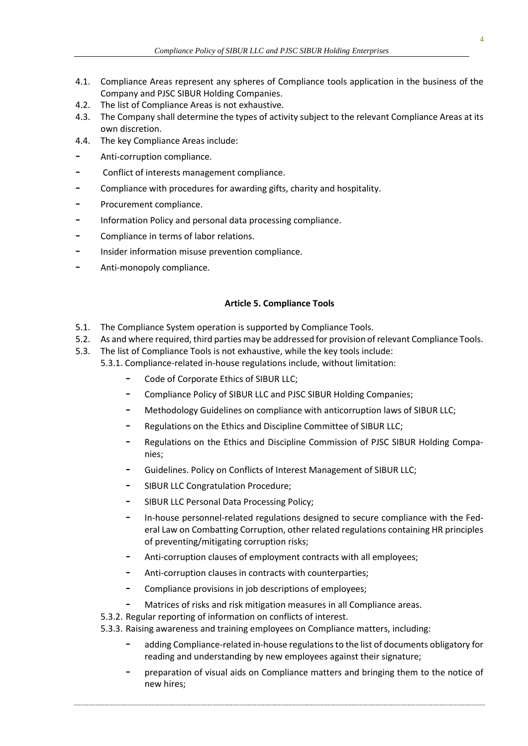4.1. Compliance Areas represent any spheres of Compliance tools application in the business of the Company and PJSC SIBUR Holding Companies.

4.2. The list of Compliance Areas is not exhaustive.

4.3. The Company shall determine the types of activity subject to the relevant Compliance Areas at its own discretion.

4.4. The key Compliance Areas include:

- Anti-corruption compliance.
- Conflict of interests management compliance.
- Compliance with procedures for awarding gifts, charity and hospitality.
- Procurement compliance.
- Information Policy and personal data processing compliance.
- Compliance in terms of labor relations.
- Insider information misuse prevention compliance.
- Anti-monopoly compliance.

**Article 5. Compliance Tools**

5.1. The Compliance System operation is supported by Compliance Tools.

5.2. As and where required, third parties may be addressed for provision of relevant Compliance Tools.

5.3. The list of Compliance Tools is not exhaustive, while the key tools include:

5.3.1. Compliance-related in-house regulations include, without limitation:

- Code of Corporate Ethics of SIBUR LLC;
- Compliance Policy of SIBUR LLC and PJSC SIBUR Holding Companies;
- Methodology Guidelines on compliance with anticorruption laws of SIBUR LLC;
- Regulations on the Ethics and Discipline Committee of SIBUR LLC;
- Regulations on the Ethics and Discipline Commission of PJSC SIBUR Holding Companies;
- Guidelines. Policy on Conflicts of Interest Management of SIBUR LLC;
- SIBUR LLC Congratulation Procedure;
- SIBUR LLC Personal Data Processing Policy;
- In-house personnel-related regulations designed to secure compliance with the Federal Law on Combatting Corruption, other related regulations containing HR principles of preventing/mitigating corruption risks;
- Anti-corruption clauses of employment contracts with all employees;
- Anti-corruption clauses in contracts with counterparties;
- Compliance provisions in job descriptions of employees;
- Matrices of risks and risk mitigation measures in all Compliance areas.

5.3.2. Regular reporting of information on conflicts of interest.

5.3.3. Raising awareness and training employees on Compliance matters, including:

- adding Compliance-related in-house regulations to the list of documents obligatory for reading and understanding by new employees against their signature;
- preparation of visual aids on Compliance matters and bringing them to the notice of new hires;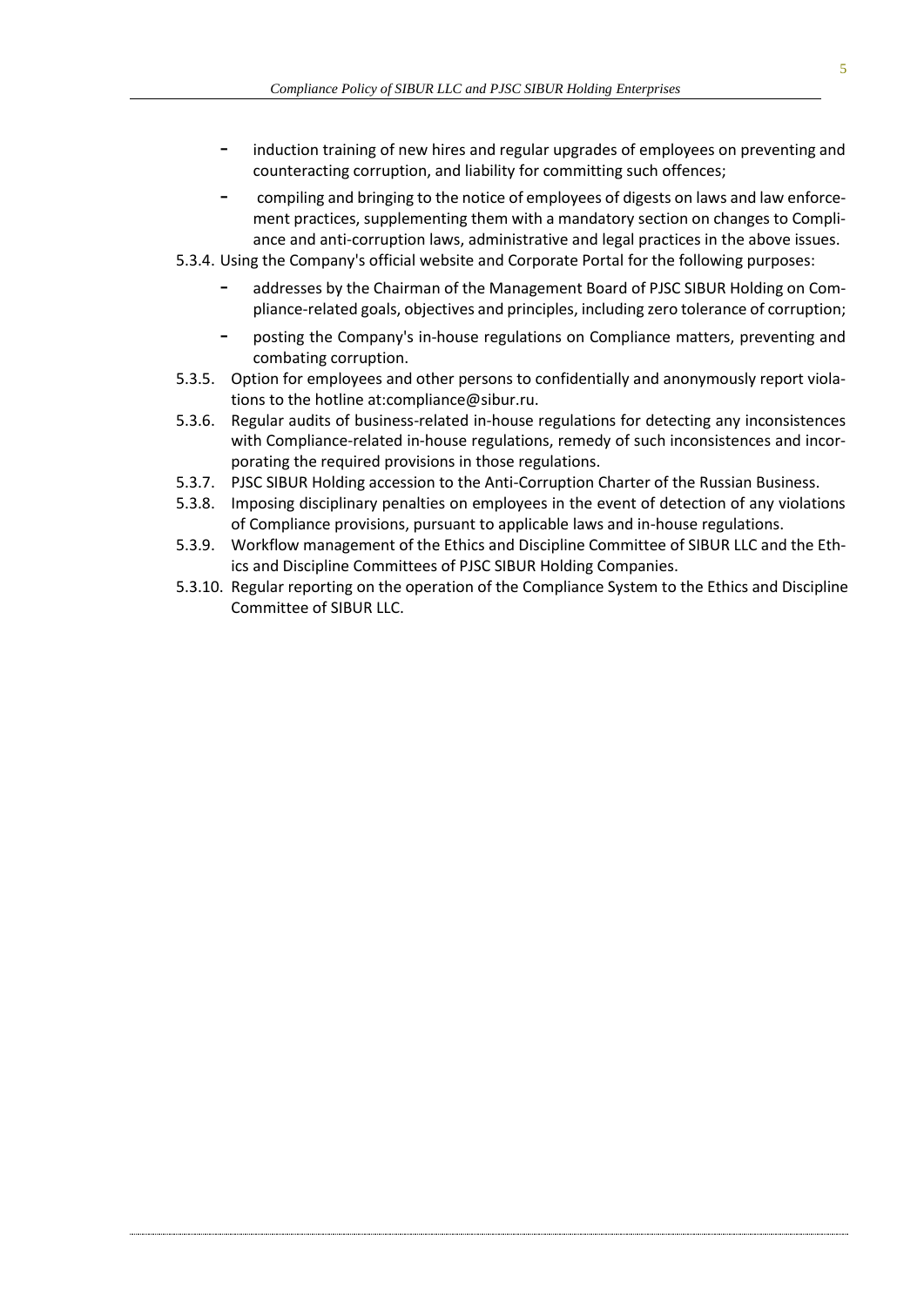- induction training of new hires and regular upgrades of employees on preventing and counteracting corruption, and liability for committing such offences;
- compiling and bringing to the notice of employees of digests on laws and law enforcement practices, supplementing them with a mandatory section on changes to Compliance and anti-corruption laws, administrative and legal practices in the above issues.

5.3.4. Using the Company's official website and Corporate Portal for the following purposes:

- addresses by the Chairman of the Management Board of PJSC SIBUR Holding on Compliance-related goals, objectives and principles, including zero tolerance of corruption;
- posting the Company's in-house regulations on Compliance matters, preventing and combating corruption.

5.3.5. Option for employees and other persons to confidentially and anonymously report violations to the hotline at:compliance@sibur.ru.

5.3.6. Regular audits of business-related in-house regulations for detecting any inconsistences with Compliance-related in-house regulations, remedy of such inconsistences and incorporating the required provisions in those regulations.

5.3.7. PJSC SIBUR Holding accession to the Anti-Corruption Charter of the Russian Business.

5.3.8. Imposing disciplinary penalties on employees in the event of detection of any violations of Compliance provisions, pursuant to applicable laws and in-house regulations.

5.3.9. Workflow management of the Ethics and Discipline Committee of SIBUR LLC and the Ethics and Discipline Committees of PJSC SIBUR Holding Companies.

5.3.10. Regular reporting on the operation of the Compliance System to the Ethics and Discipline Committee of SIBUR LLC.